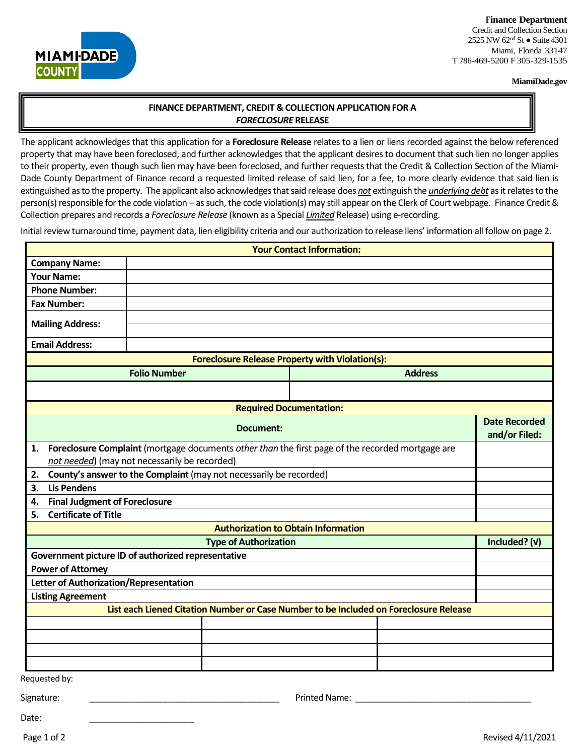**Finance Department**
Credit and Collection Section
2525 NW 62nd St ● Suite 4301
Miami, Florida 33147
T 786-469-5200 F 305-329-1535

**MiamiDade.gov**

## FINANCE DEPARTMENT, CREDIT & COLLECTION APPLICATION FOR A *FORECLOSURE* RELEASE

The applicant acknowledges that this application for a **Foreclosure Release** relates to a lien or liens recorded against the below referenced property that may have been foreclosed, and further acknowledges that the applicant desires to document that such lien no longer applies to their property, even though such lien may have been foreclosed, and further requests that the Credit & Collection Section of the Miami-Dade County Department of Finance record a requested limited release of said lien, for a fee, to more clearly evidence that said lien is extinguished as to the property. The applicant also acknowledges that said release does *not* extinguish the *underlying debt* as it relates to the person(s) responsible for the code violation – as such, the code violation(s) may still appear on the Clerk of Court webpage. Finance Credit & Collection prepares and records a *Foreclosure Release* (known as a Special *Limited* Release) using e-recording.

Initial review turnaround time, payment data, lien eligibility criteria and our authorization to release liens' information all follow on page 2.

| **Your Contact Information:** | |
|---|---|
| **Company Name:** | |
| **Your Name:** | |
| **Phone Number:** | |
| **Fax Number:** | |
| **Mailing Address:** | |
| | |
| **Email Address:** | |

| **Foreclosure Release Property with Violation(s):** | |
|---|---|
| **Folio Number** | **Address** |
| | |

| **Required Documentation:** | |
|---|---|
| **Document:** | **Date Recorded and/or Filed:** |
| 1. **Foreclosure Complaint** (mortgage documents *other than* the first page of the recorded mortgage are *not needed*) (may not necessarily be recorded) | |
| 2. **County's answer to the Complaint** (may not necessarily be recorded) | |
| 3. **Lis Pendens** | |
| 4. **Final Judgment of Foreclosure** | |
| 5. **Certificate of Title** | |

| **Authorization to Obtain Information** | |
|---|---|
| **Type of Authorization** | **Included? (√)** |
| **Government picture ID of authorized representative** | |
| **Power of Attorney** | |
| **Letter of Authorization/Representation** | |
| **Listing Agreement** | |

| **List each Liened Citation Number or Case Number to be Included on Foreclosure Release** | | |
|---|---|---|
| | | |
| | | |
| | | |
| | | |

Requested by:

Signature: ________________________________ Printed Name: ________________________________

Date: ____________________

Revised 4/11/2021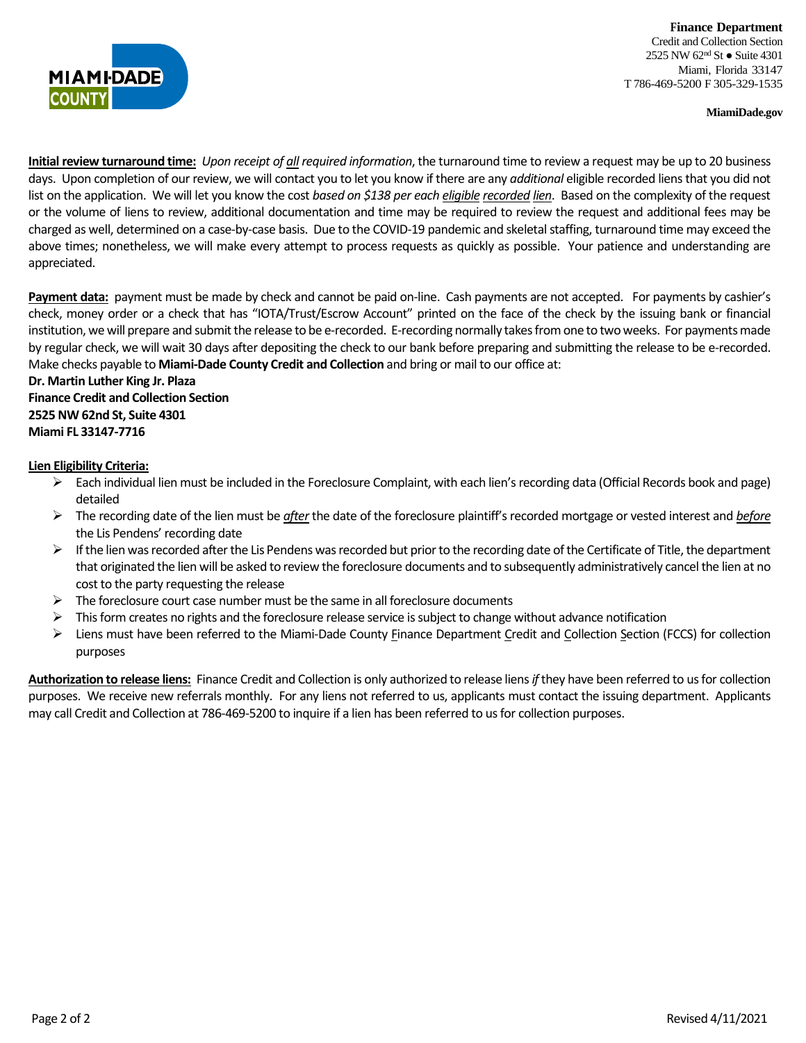**Finance Department**
Credit and Collection Section
2525 NW 62nd St ● Suite 4301
Miami, Florida 33147
T 786-469-5200 F 305-329-1535

**MiamiDade.gov**

**Initial review turnaround time:** *Upon receipt of all required information*, the turnaround time to review a request may be up to 20 business days. Upon completion of our review, we will contact you to let you know if there are any *additional* eligible recorded liens that you did not list on the application. We will let you know the cost *based on $138 per each eligible recorded lien*. Based on the complexity of the request or the volume of liens to review, additional documentation and time may be required to review the request and additional fees may be charged as well, determined on a case-by-case basis. Due to the COVID-19 pandemic and skeletal staffing, turnaround time may exceed the above times; nonetheless, we will make every attempt to process requests as quickly as possible. Your patience and understanding are appreciated.

**Payment data:** payment must be made by check and cannot be paid on-line. Cash payments are not accepted. For payments by cashier's check, money order or a check that has "IOTA/Trust/Escrow Account" printed on the face of the check by the issuing bank or financial institution, we will prepare and submit the release to be e-recorded. E-recording normally takes from one to two weeks. For payments made by regular check, we will wait 30 days after depositing the check to our bank before preparing and submitting the release to be e-recorded. Make checks payable to **Miami-Dade County Credit and Collection** and bring or mail to our office at:

**Dr. Martin Luther King Jr. Plaza**
**Finance Credit and Collection Section**
**2525 NW 62nd St, Suite 4301**
**Miami FL 33147-7716**

**Lien Eligibility Criteria:**

- Each individual lien must be included in the Foreclosure Complaint, with each lien's recording data (Official Records book and page) detailed
- The recording date of the lien must be *after* the date of the foreclosure plaintiff's recorded mortgage or vested interest and *before* the Lis Pendens' recording date
- If the lien was recorded after the Lis Pendens was recorded but prior to the recording date of the Certificate of Title, the department that originated the lien will be asked to review the foreclosure documents and to subsequently administratively cancel the lien at no cost to the party requesting the release
- The foreclosure court case number must be the same in all foreclosure documents
- This form creates no rights and the foreclosure release service is subject to change without advance notification
- Liens must have been referred to the Miami-Dade County Finance Department Credit and Collection Section (FCCS) for collection purposes

**Authorization to release liens:** Finance Credit and Collection is only authorized to release liens *if* they have been referred to us for collection purposes. We receive new referrals monthly. For any liens not referred to us, applicants must contact the issuing department. Applicants may call Credit and Collection at 786-469-5200 to inquire if a lien has been referred to us for collection purposes.

Revised 4/11/2021